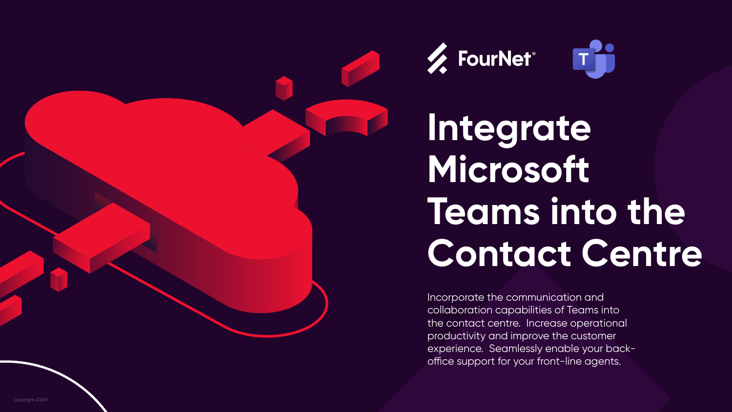FourNet®

# Integrate Microsoft Teams into the Contact Centre

Incorporate the communication and collaboration capabilities of Teams into the contact centre. Increase operational productivity and improve the customer experience. Seamlessly enable your back-office support for your front-line agents.

Copyright 2021®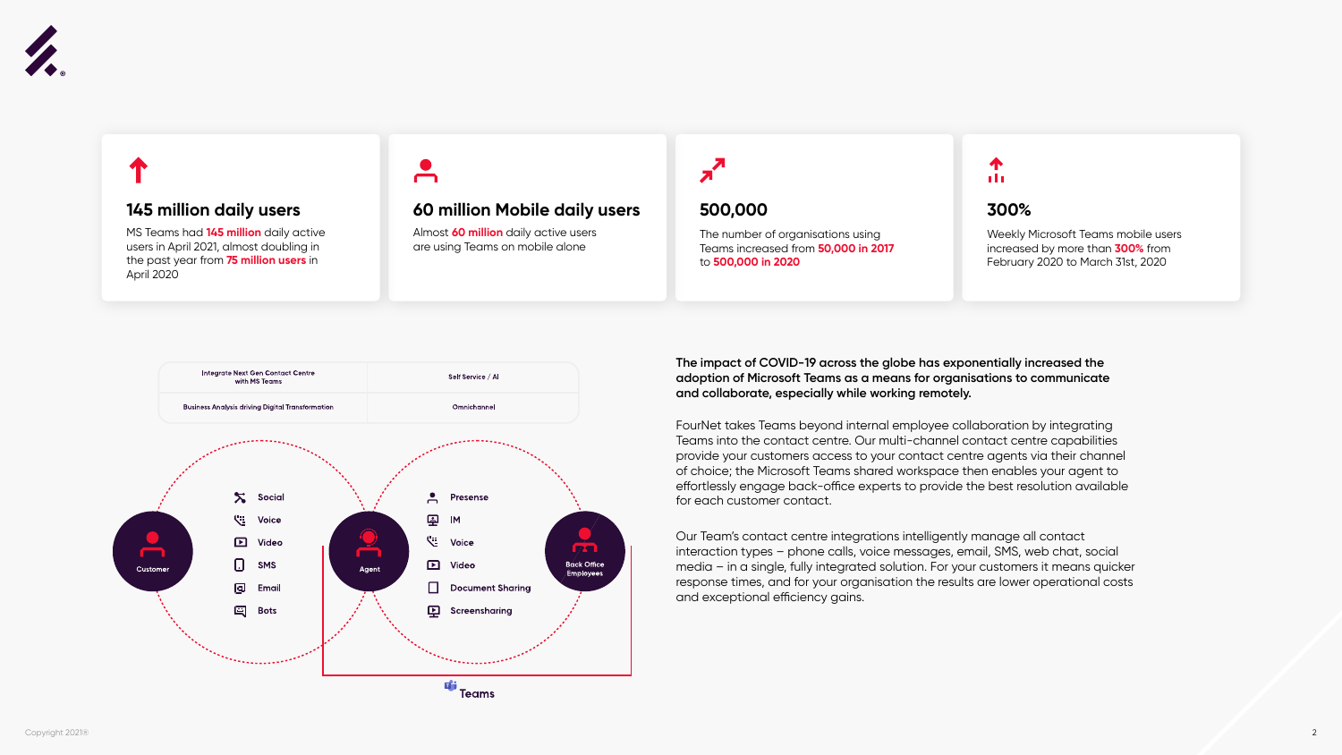### 145 million daily users

MS Teams had **145 million** daily active users in April 2021, almost doubling in the past year from **75 million users** in April 2020

### 60 million Mobile daily users

Almost **60 million** daily active users are using Teams on mobile alone

### 500,000

The number of organisations using Teams increased from **50,000 in 2017** to **500,000 in 2020**

### 300%

Weekly Microsoft Teams mobile users increased by more than **300%** from February 2020 to March 31st, 2020

| Integrate Next Gen Contact Centre with MS Teams | Self Service / AI |
|---|---|
| Business Analysis driving Digital Transformation | Omnichannel |

Customer — Social, Voice, Video, SMS, Email, Bots — Agent — Presense, IM, Voice, Video, Document Sharing, Screensharing — Back Office Employees

Teams

**The impact of COVID-19 across the globe has exponentially increased the adoption of Microsoft Teams as a means for organisations to communicate and collaborate, especially while working remotely.**

FourNet takes Teams beyond internal employee collaboration by integrating Teams into the contact centre. Our multi-channel contact centre capabilities provide your customers access to your contact centre agents via their channel of choice; the Microsoft Teams shared workspace then enables your agent to effortlessly engage back-office experts to provide the best resolution available for each customer contact.

Our Team's contact centre integrations intelligently manage all contact interaction types – phone calls, voice messages, email, SMS, web chat, social media – in a single, fully integrated solution. For your customers it means quicker response times, and for your organisation the results are lower operational costs and exceptional efficiency gains.

Copyright 2021®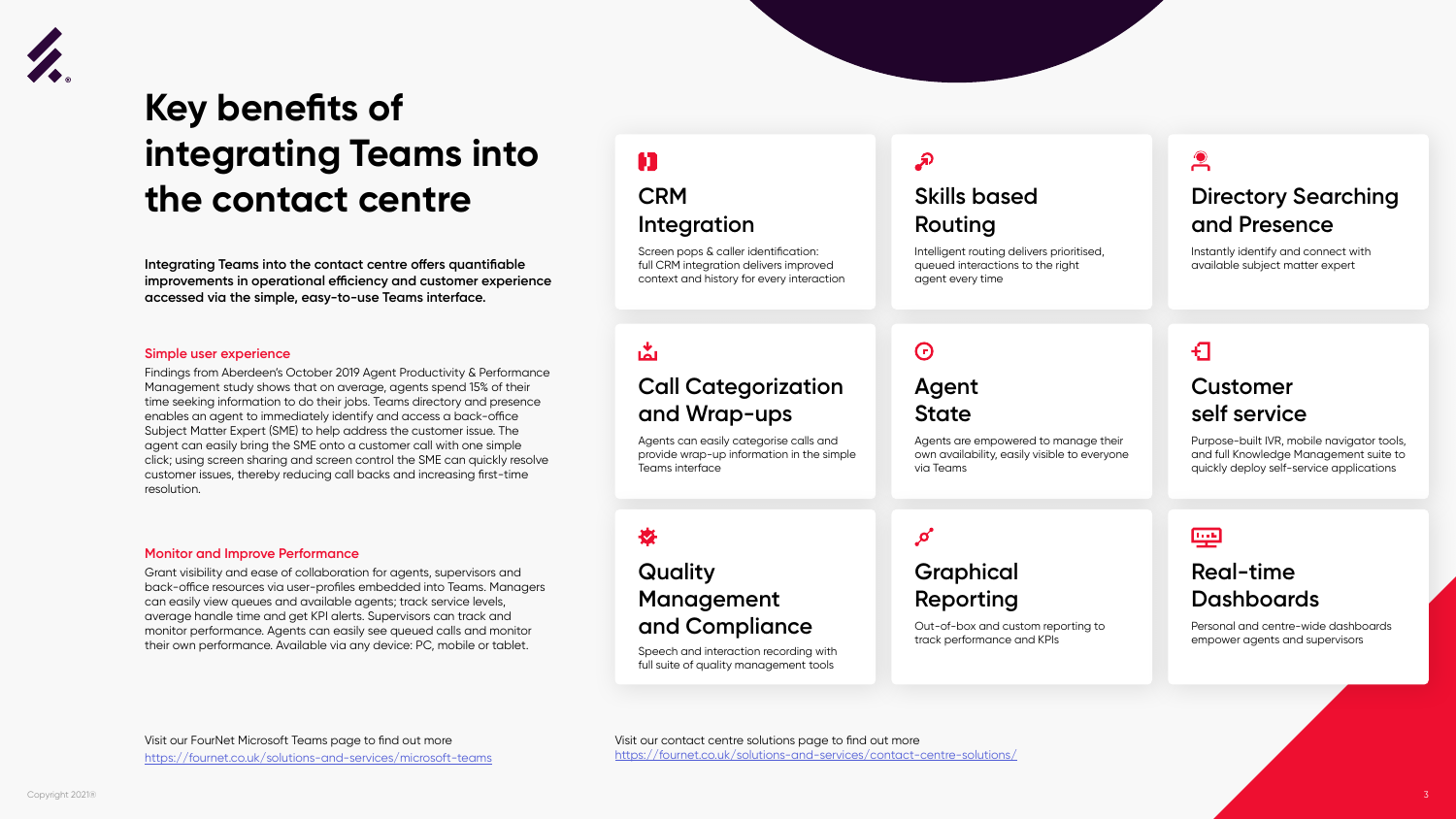# Key benefits of integrating Teams into the contact centre

**Integrating Teams into the contact centre offers quantifiable improvements in operational efficiency and customer experience accessed via the simple, easy-to-use Teams interface.**

### Simple user experience

Findings from Aberdeen's October 2019 Agent Productivity & Performance Management study shows that on average, agents spend 15% of their time seeking information to do their jobs. Teams directory and presence enables an agent to immediately identify and access a back-office Subject Matter Expert (SME) to help address the customer issue. The agent can easily bring the SME onto a customer call with one simple click; using screen sharing and screen control the SME can quickly resolve customer issues, thereby reducing call backs and increasing first-time resolution.

### Monitor and Improve Performance

Grant visibility and ease of collaboration for agents, supervisors and back-office resources via user-profiles embedded into Teams. Managers can easily view queues and available agents; track service levels, average handle time and get KPI alerts. Supervisors can track and monitor performance. Agents can easily see queued calls and monitor their own performance. Available via any device: PC, mobile or tablet.

### CRM Integration

Screen pops & caller identification: full CRM integration delivers improved context and history for every interaction

### Skills based Routing

Intelligent routing delivers prioritised, queued interactions to the right agent every time

### Directory Searching and Presence

Instantly identify and connect with available subject matter expert

### Call Categorization and Wrap-ups

Agents can easily categorise calls and provide wrap-up information in the simple Teams interface

### Agent State

Agents are empowered to manage their own availability, easily visible to everyone via Teams

### Customer self service

Purpose-built IVR, mobile navigator tools, and full Knowledge Management suite to quickly deploy self-service applications

### Quality Management and Compliance

Speech and interaction recording with full suite of quality management tools

### Graphical Reporting

Out-of-box and custom reporting to track performance and KPIs

### Real-time Dashboards

Personal and centre-wide dashboards empower agents and supervisors

Visit our FourNet Microsoft Teams page to find out more
https://fournet.co.uk/solutions-and-services/microsoft-teams

Visit our contact centre solutions page to find out more
https://fournet.co.uk/solutions-and-services/contact-centre-solutions/

Copyright 2021®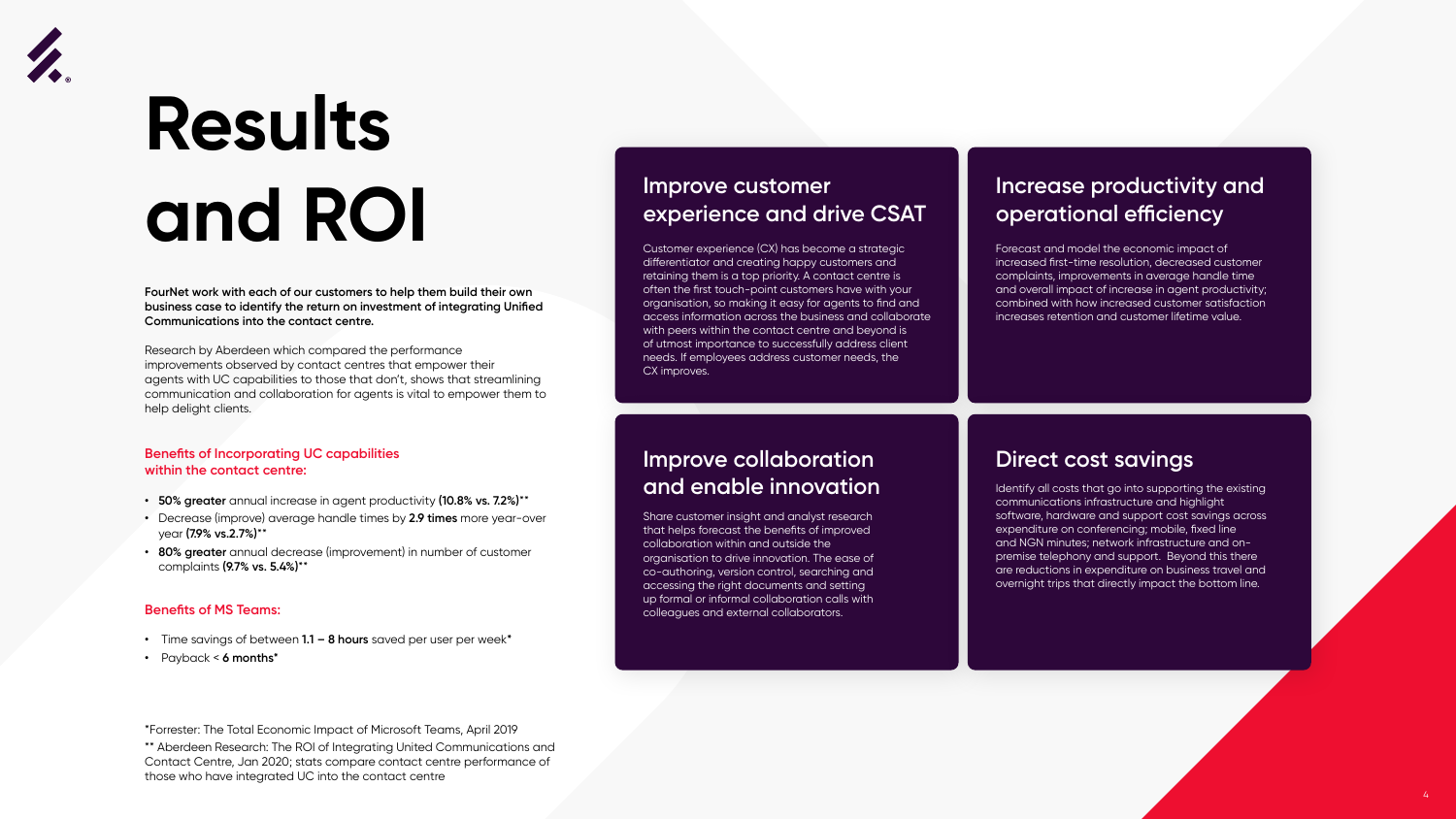# Results and ROI

**FourNet work with each of our customers to help them build their own business case to identify the return on investment of integrating Unified Communications into the contact centre.**

Research by Aberdeen which compared the performance improvements observed by contact centres that empower their agents with UC capabilities to those that don't, shows that streamlining communication and collaboration for agents is vital to empower them to help delight clients.

### Benefits of Incorporating UC capabilities within the contact centre:

- **50% greater** annual increase in agent productivity **(10.8% vs. 7.2%)**\*\*
- Decrease (improve) average handle times by **2.9 times** more year-over year **(7.9% vs.2.7%)**\*\*
- **80% greater** annual decrease (improvement) in number of customer complaints **(9.7% vs. 5.4%)**\*\*

### Benefits of MS Teams:

- Time savings of between **1.1 – 8 hours** saved per user per week\*
- Payback < **6 months**\*

\*Forrester: The Total Economic Impact of Microsoft Teams, April 2019

\*\* Aberdeen Research: The ROI of Integrating United Communications and Contact Centre, Jan 2020; stats compare contact centre performance of those who have integrated UC into the contact centre

## Improve customer experience and drive CSAT

Customer experience (CX) has become a strategic differentiator and creating happy customers and retaining them is a top priority. A contact centre is often the first touch-point customers have with your organisation, so making it easy for agents to find and access information across the business and collaborate with peers within the contact centre and beyond is of utmost importance to successfully address client needs. If employees address customer needs, the CX improves.

## Increase productivity and operational efficiency

Forecast and model the economic impact of increased first-time resolution, decreased customer complaints, improvements in average handle time and overall impact of increase in agent productivity; combined with how increased customer satisfaction increases retention and customer lifetime value.

## Improve collaboration and enable innovation

Share customer insight and analyst research that helps forecast the benefits of improved collaboration within and outside the organisation to drive innovation. The ease of co-authoring, version control, searching and accessing the right documents and setting up formal or informal collaboration calls with colleagues and external collaborators.

## Direct cost savings

Identify all costs that go into supporting the existing communications infrastructure and highlight software, hardware and support cost savings across expenditure on conferencing; mobile, fixed line and NGN minutes; network infrastructure and on-premise telephony and support. Beyond this there are reductions in expenditure on business travel and overnight trips that directly impact the bottom line.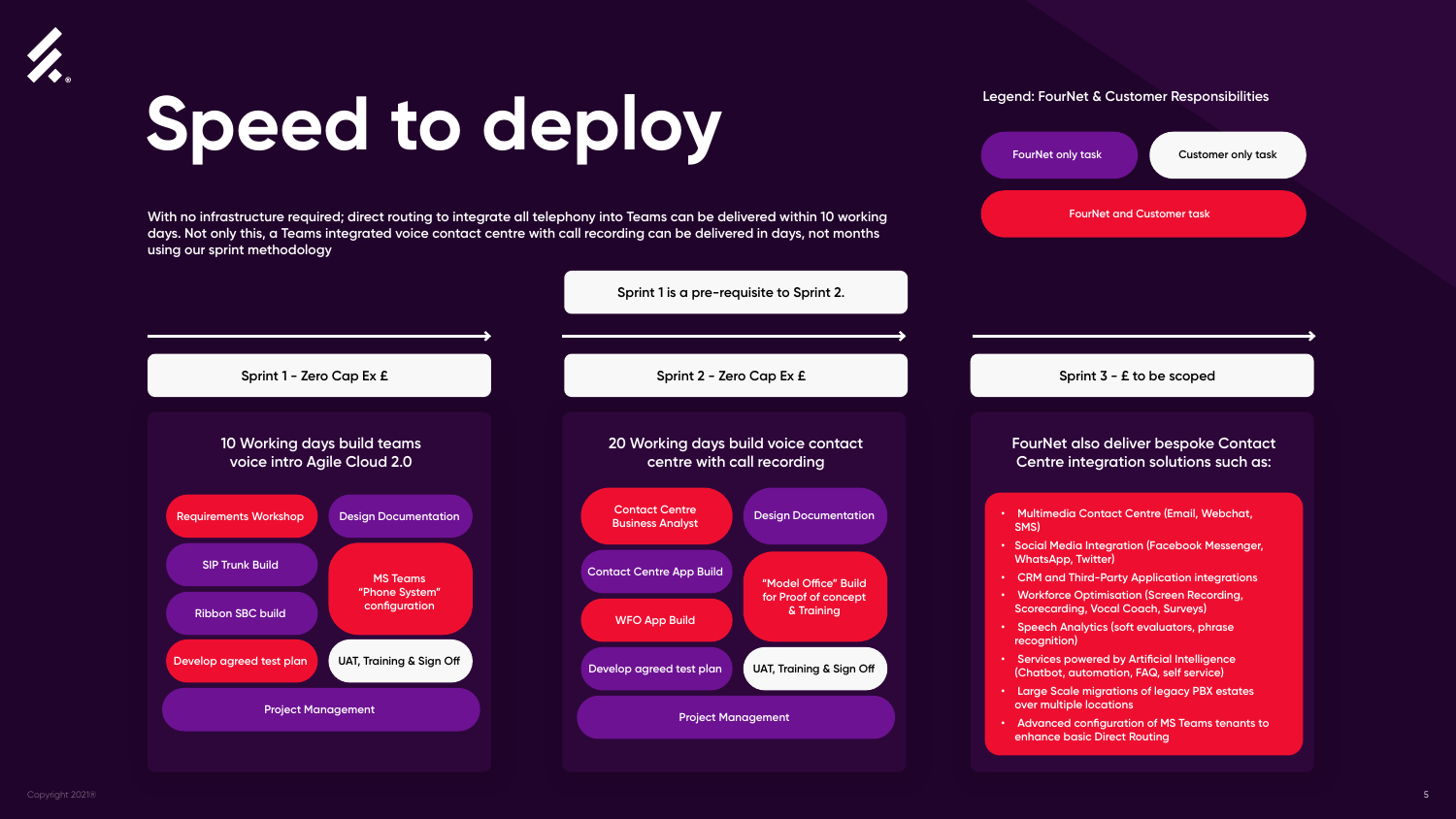# Speed to deploy

With no infrastructure required; direct routing to integrate all telephony into Teams can be delivered within 10 working days. Not only this, a Teams integrated voice contact centre with call recording can be delivered in days, not months using our sprint methodology

**Legend: FourNet & Customer Responsibilities**

- FourNet only task
- Customer only task
- FourNet and Customer task

Sprint 1 is a pre-requisite to Sprint 2.

## Sprint 1 - Zero Cap Ex £

### 10 Working days build teams voice intro Agile Cloud 2.0

- Requirements Workshop (FourNet and Customer task)
- Design Documentation (FourNet only task)
- SIP Trunk Build (FourNet only task)
- MS Teams "Phone System" configuration (FourNet and Customer task)
- Ribbon SBC build (FourNet only task)
- Develop agreed test plan (FourNet and Customer task)
- UAT, Training & Sign Off (Customer only task)
- Project Management (FourNet only task)

## Sprint 2 - Zero Cap Ex £

### 20 Working days build voice contact centre with call recording

- Contact Centre Business Analyst (FourNet and Customer task)
- Design Documentation (FourNet only task)
- Contact Centre App Build (FourNet only task)
- "Model Office" Build for Proof of concept & Training (FourNet and Customer task)
- WFO App Build (FourNet and Customer task)
- Develop agreed test plan (FourNet only task)
- UAT, Training & Sign Off (Customer only task)
- Project Management (FourNet only task)

## Sprint 3 - £ to be scoped

### FourNet also deliver bespoke Contact Centre integration solutions such as:

- Multimedia Contact Centre (Email, Webchat, SMS)
- Social Media Integration (Facebook Messenger, WhatsApp, Twitter)
- CRM and Third-Party Application integrations
- Workforce Optimisation (Screen Recording, Scorecarding, Vocal Coach, Surveys)
- Speech Analytics (soft evaluators, phrase recognition)
- Services powered by Artificial Intelligence (Chatbot, automation, FAQ, self service)
- Large Scale migrations of legacy PBX estates over multiple locations
- Advanced configuration of MS Teams tenants to enhance basic Direct Routing

Copyright 2021®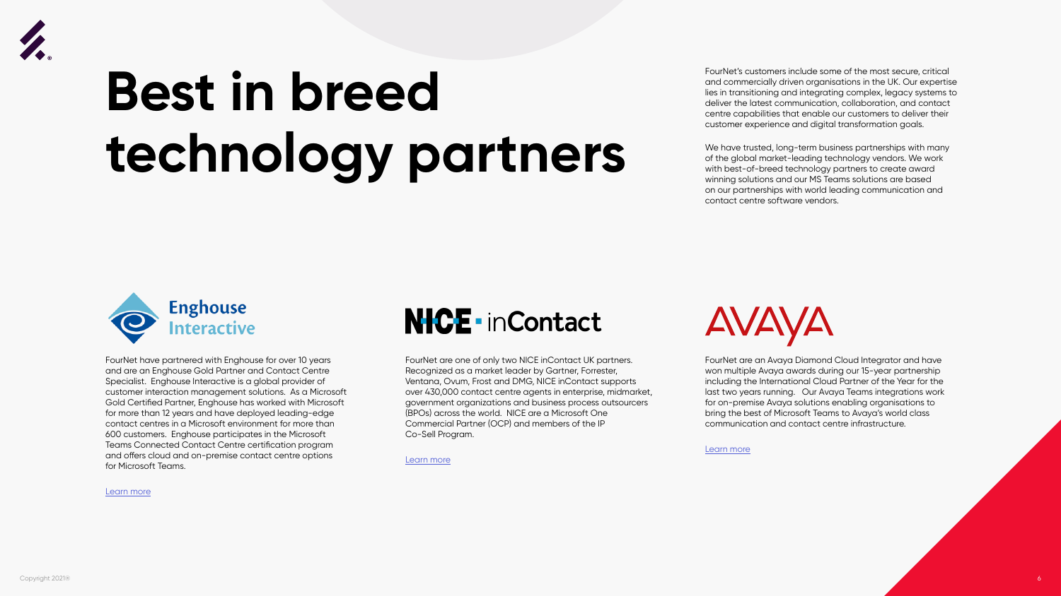# Best in breed technology partners

FourNet's customers include some of the most secure, critical and commercially driven organisations in the UK. Our expertise lies in transitioning and integrating complex, legacy systems to deliver the latest communication, collaboration, and contact centre capabilities that enable our customers to deliver their customer experience and digital transformation goals.

We have trusted, long-term business partnerships with many of the global market-leading technology vendors. We work with best-of-breed technology partners to create award winning solutions and our MS Teams solutions are based on our partnerships with world leading communication and contact centre software vendors.

## Enghouse Interactive

FourNet have partnered with Enghouse for over 10 years and are an Enghouse Gold Partner and Contact Centre Specialist. Enghouse Interactive is a global provider of customer interaction management solutions. As a Microsoft Gold Certified Partner, Enghouse has worked with Microsoft for more than 12 years and have deployed leading-edge contact centres in a Microsoft environment for more than 600 customers. Enghouse participates in the Microsoft Teams Connected Contact Centre certification program and offers cloud and on-premise contact centre options for Microsoft Teams.

Learn more

## NICE · inContact

FourNet are one of only two NICE inContact UK partners. Recognized as a market leader by Gartner, Forrester, Ventana, Ovum, Frost and DMG, NICE inContact supports over 430,000 contact centre agents in enterprise, midmarket, government organizations and business process outsourcers (BPOs) across the world. NICE are a Microsoft One Commercial Partner (OCP) and members of the IP Co-Sell Program.

Learn more

## AVAYA

FourNet are an Avaya Diamond Cloud Integrator and have won multiple Avaya awards during our 15-year partnership including the International Cloud Partner of the Year for the last two years running. Our Avaya Teams integrations work for on-premise Avaya solutions enabling organisations to bring the best of Microsoft Teams to Avaya's world class communication and contact centre infrastructure.

Learn more

Copyright 2021®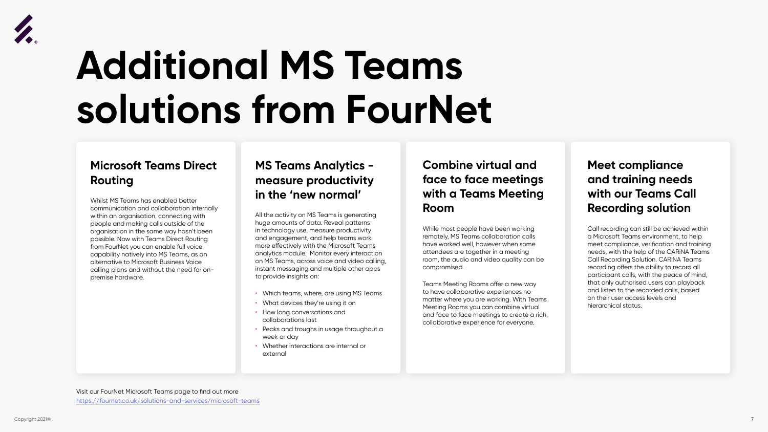# Additional MS Teams solutions from FourNet

## Microsoft Teams Direct Routing

Whilst MS Teams has enabled better communication and collaboration internally within an organisation, connecting with people and making calls outside of the organisation in the same way hasn't been possible. Now with Teams Direct Routing from FourNet you can enable full voice capability natively into MS Teams, as an alternative to Microsoft Business Voice calling plans and without the need for on-premise hardware.

## MS Teams Analytics - measure productivity in the 'new normal'

All the activity on MS Teams is generating huge amounts of data. Reveal patterns in technology use, measure productivity and engagement, and help teams work more effectively with the Microsoft Teams analytics module. Monitor every interaction on MS Teams, across voice and video calling, instant messaging and multiple other apps to provide insights on:

- Which teams, where, are using MS Teams
- What devices they're using it on
- How long conversations and collaborations last
- Peaks and troughs in usage throughout a week or day
- Whether interactions are internal or external

## Combine virtual and face to face meetings with a Teams Meeting Room

While most people have been working remotely, MS Teams collaboration calls have worked well, however when some attendees are together in a meeting room, the audio and video quality can be compromised.

Teams Meeting Rooms offer a new way to have collaborative experiences no matter where you are working. With Teams Meeting Rooms you can combine virtual and face to face meetings to create a rich, collaborative experience for everyone.

## Meet compliance and training needs with our Teams Call Recording solution

Call recording can still be achieved within a Microsoft Teams environment, to help meet compliance, verification and training needs, with the help of the CARiNA Teams Call Recording Solution. CARiNA Teams recording offers the ability to record all participant calls, with the peace of mind, that only authorised users can playback and listen to the recorded calls, based on their user access levels and hierarchical status.

Visit our FourNet Microsoft Teams page to find out more
https://fournet.co.uk/solutions-and-services/microsoft-teams

Copyright 2021®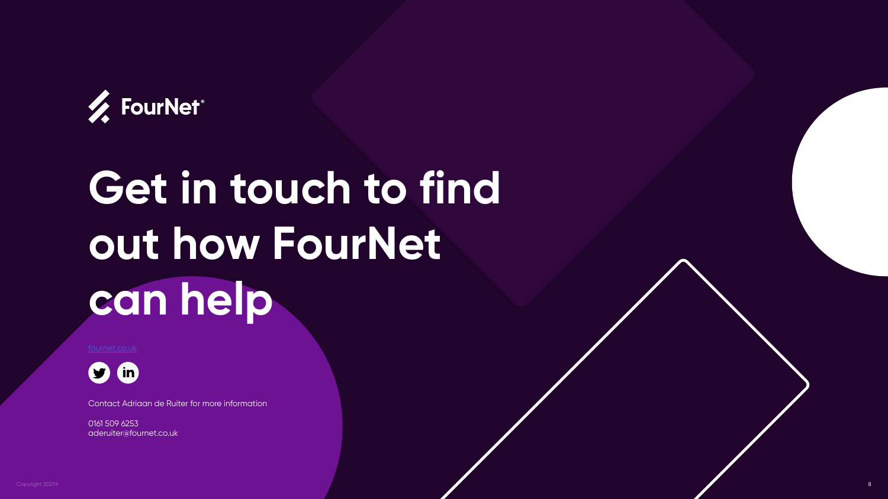FourNet®

# Get in touch to find out how FourNet can help

[fournet.co.uk](fournet.co.uk)

Contact Adriaan de Ruiter for more information

0161 509 6253
aderuiter@fournet.co.uk

Copyright 2021®